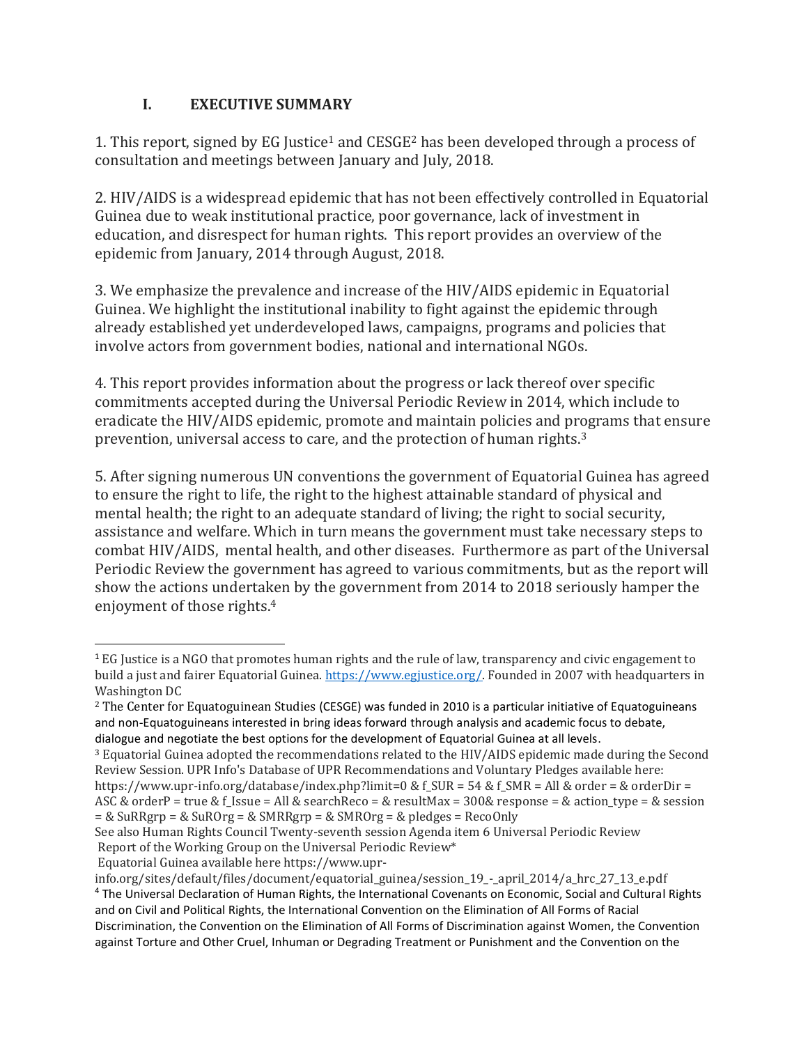## I. EXECUTIVE SUMMARY

1. This report, signed by EG Justice[1] and CESGE[2] has been developed through a process of consultation and meetings between January and July, 2018.

2. HIV/AIDS is a widespread epidemic that has not been effectively controlled in Equatorial Guinea due to weak institutional practice, poor governance, lack of investment in education, and disrespect for human rights. This report provides an overview of the epidemic from January, 2014 through August, 2018.

3. We emphasize the prevalence and increase of the HIV/AIDS epidemic in Equatorial Guinea. We highlight the institutional inability to fight against the epidemic through already established yet underdeveloped laws, campaigns, programs and policies that involve actors from government bodies, national and international NGOs.

4. This report provides information about the progress or lack thereof over specific commitments accepted during the Universal Periodic Review in 2014, which include to eradicate the HIV/AIDS epidemic, promote and maintain policies and programs that ensure prevention, universal access to care, and the protection of human rights.[3]

5. After signing numerous UN conventions the government of Equatorial Guinea has agreed to ensure the right to life, the right to the highest attainable standard of physical and mental health; the right to an adequate standard of living; the right to social security, assistance and welfare. Which in turn means the government must take necessary steps to combat HIV/AIDS, mental health, and other diseases. Furthermore as part of the Universal Periodic Review the government has agreed to various commitments, but as the report will show the actions undertaken by the government from 2014 to 2018 seriously hamper the enjoyment of those rights.[4]

---

[1] EG Justice is a NGO that promotes human rights and the rule of law, transparency and civic engagement to build a just and fairer Equatorial Guinea. https://www.egjustice.org/. Founded in 2007 with headquarters in Washington DC

[2] The Center for Equatoguinean Studies (CESGE) was funded in 2010 is a particular initiative of Equatoguineans and non-Equatoguineans interested in bring ideas forward through analysis and academic focus to debate, dialogue and negotiate the best options for the development of Equatorial Guinea at all levels.

[3] Equatorial Guinea adopted the recommendations related to the HIV/AIDS epidemic made during the Second Review Session. UPR Info's Database of UPR Recommendations and Voluntary Pledges available here: https://www.upr-info.org/database/index.php?limit=0 & f_SUR = 54 & f_SMR = All & order = & orderDir = ASC & orderP = true & f_Issue = All & searchReco = & resultMax = 300& response = & action_type = & session = & SuRRgrp = & SuROrg = & SMRRgrp = & SMROrg = & pledges = RecoOnly
See also Human Rights Council Twenty-seventh session Agenda item 6 Universal Periodic Review Report of the Working Group on the Universal Periodic Review*
Equatorial Guinea available here https://www.upr-info.org/sites/default/files/document/equatorial_guinea/session_19_-_april_2014/a_hrc_27_13_e.pdf

[4] The Universal Declaration of Human Rights, the International Covenants on Economic, Social and Cultural Rights and on Civil and Political Rights, the International Convention on the Elimination of All Forms of Racial Discrimination, the Convention on the Elimination of All Forms of Discrimination against Women, the Convention against Torture and Other Cruel, Inhuman or Degrading Treatment or Punishment and the Convention on the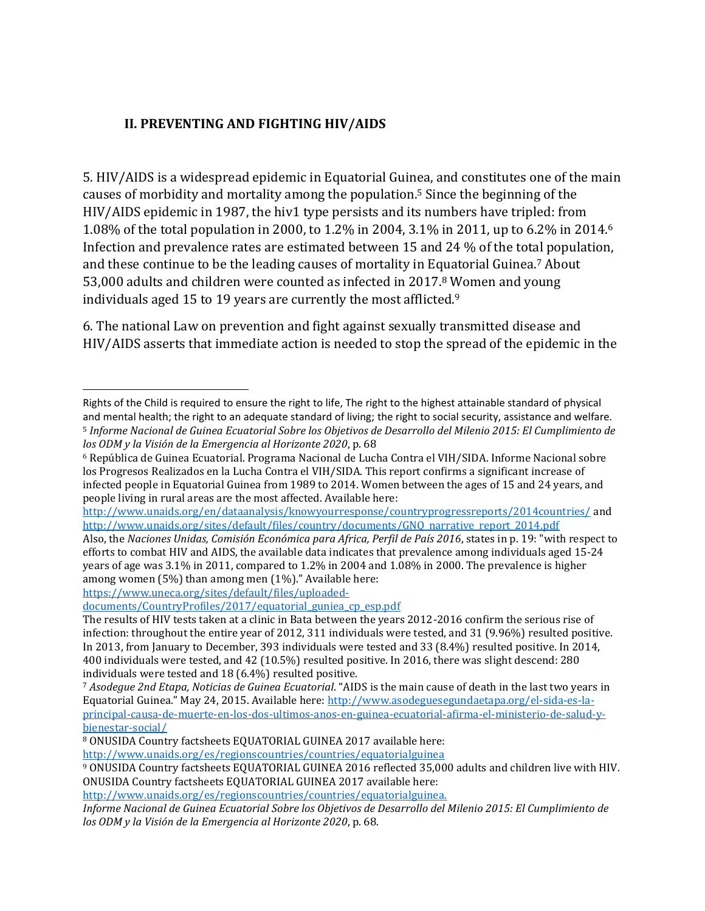## II. PREVENTING AND FIGHTING HIV/AIDS

5. HIV/AIDS is a widespread epidemic in Equatorial Guinea, and constitutes one of the main causes of morbidity and mortality among the population.[5] Since the beginning of the HIV/AIDS epidemic in 1987, the hiv1 type persists and its numbers have tripled: from 1.08% of the total population in 2000, to 1.2% in 2004, 3.1% in 2011, up to 6.2% in 2014.[6] Infection and prevalence rates are estimated between 15 and 24 % of the total population, and these continue to be the leading causes of mortality in Equatorial Guinea.[7] About 53,000 adults and children were counted as infected in 2017.[8] Women and young individuals aged 15 to 19 years are currently the most afflicted.[9]

6. The national Law on prevention and fight against sexually transmitted disease and HIV/AIDS asserts that immediate action is needed to stop the spread of the epidemic in the

---

Rights of the Child is required to ensure the right to life, The right to the highest attainable standard of physical and mental health; the right to an adequate standard of living; the right to social security, assistance and welfare.

[5] *Informe Nacional de Guinea Ecuatorial Sobre los Objetivos de Desarrollo del Milenio 2015: El Cumplimiento de los ODM y la Visión de la Emergencia al Horizonte 2020*, p. 68

[6] República de Guinea Ecuatorial. Programa Nacional de Lucha Contra el VIH/SIDA. Informe Nacional sobre los Progresos Realizados en la Lucha Contra el VIH/SIDA. This report confirms a significant increase of infected people in Equatorial Guinea from 1989 to 2014. Women between the ages of 15 and 24 years, and people living in rural areas are the most affected. Available here: http://www.unaids.org/en/dataanalysis/knowyourresponse/countryprogressreports/2014countries/ and http://www.unaids.org/sites/default/files/country/documents/GNQ_narrative_report_2014.pdf

Also, the *Naciones Unidas, Comisión Económica para Africa, Perfil de País 2016*, states in p. 19: "with respect to efforts to combat HIV and AIDS, the available data indicates that prevalence among individuals aged 15-24 years of age was 3.1% in 2011, compared to 1.2% in 2004 and 1.08% in 2000. The prevalence is higher among women (5%) than among men (1%)." Available here: https://www.uneca.org/sites/default/files/uploaded-documents/CountryProfiles/2017/equatorial_guniea_cp_esp.pdf

The results of HIV tests taken at a clinic in Bata between the years 2012-2016 confirm the serious rise of infection: throughout the entire year of 2012, 311 individuals were tested, and 31 (9.96%) resulted positive. In 2013, from January to December, 393 individuals were tested and 33 (8.4%) resulted positive. In 2014, 400 individuals were tested, and 42 (10.5%) resulted positive. In 2016, there was slight descend: 280 individuals were tested and 18 (6.4%) resulted positive.

[7] *Asodegue 2nd Etapa, Noticias de Guinea Ecuatorial*. "AIDS is the main cause of death in the last two years in Equatorial Guinea." May 24, 2015. Available here: http://www.asodeguesegundaetapa.org/el-sida-es-la-principal-causa-de-muerte-en-los-dos-ultimos-anos-en-guinea-ecuatorial-afirma-el-ministerio-de-salud-y-bienestar-social/

[8] ONUSIDA Country factsheets EQUATORIAL GUINEA 2017 available here: http://www.unaids.org/es/regionscountries/countries/equatorialguinea

[9] ONUSIDA Country factsheets EQUATORIAL GUINEA 2016 reflected 35,000 adults and children live with HIV. ONUSIDA Country factsheets EQUATORIAL GUINEA 2017 available here: http://www.unaids.org/es/regionscountries/countries/equatorialguinea.

*Informe Nacional de Guinea Ecuatorial Sobre los Objetivos de Desarrollo del Milenio 2015: El Cumplimiento de los ODM y la Visión de la Emergencia al Horizonte 2020*, p. 68.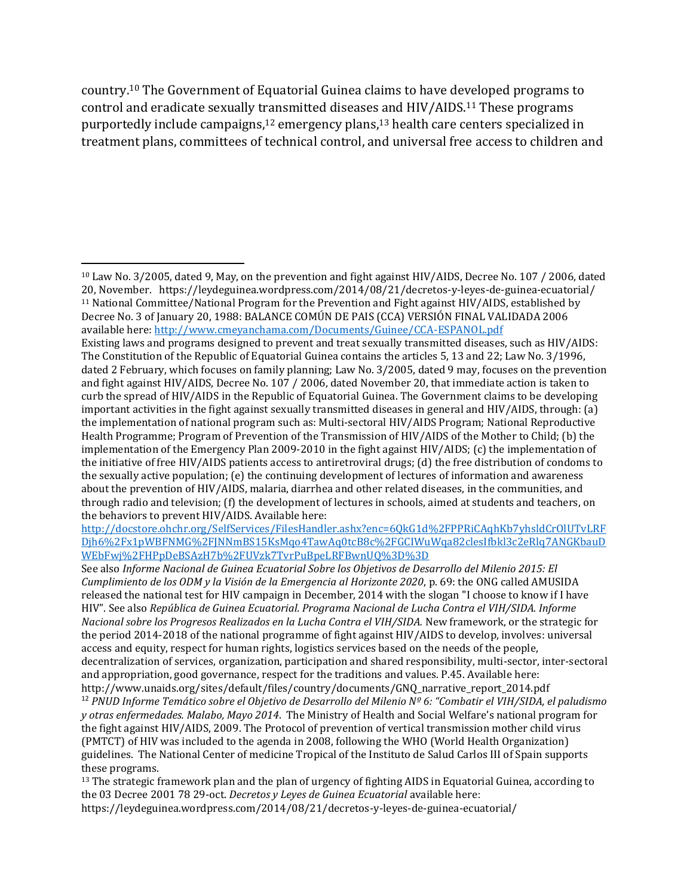country.[10] The Government of Equatorial Guinea claims to have developed programs to control and eradicate sexually transmitted diseases and HIV/AIDS.[11] These programs purportedly include campaigns,[12] emergency plans,[13] health care centers specialized in treatment plans, committees of technical control, and universal free access to children and

---

[10] Law No. 3/2005, dated 9, May, on the prevention and fight against HIV/AIDS, Decree No. 107 / 2006, dated 20, November. https://leydeguinea.wordpress.com/2014/08/21/decretos-y-leyes-de-guinea-ecuatorial/

[11] National Committee/National Program for the Prevention and Fight against HIV/AIDS, established by Decree No. 3 of January 20, 1988: BALANCE COMÚN DE PAIS (CCA) VERSIÓN FINAL VALIDADA 2006 available here: http://www.cmeyanchama.com/Documents/Guinee/CCA-ESPANOL.pdf

Existing laws and programs designed to prevent and treat sexually transmitted diseases, such as HIV/AIDS: The Constitution of the Republic of Equatorial Guinea contains the articles 5, 13 and 22; Law No. 3/1996, dated 2 February, which focuses on family planning; Law No. 3/2005, dated 9 may, focuses on the prevention and fight against HIV/AIDS, Decree No. 107 / 2006, dated November 20, that immediate action is taken to curb the spread of HIV/AIDS in the Republic of Equatorial Guinea. The Government claims to be developing important activities in the fight against sexually transmitted diseases in general and HIV/AIDS, through: (a) the implementation of national program such as: Multi-sectoral HIV/AIDS Program; National Reproductive Health Programme; Program of Prevention of the Transmission of HIV/AIDS of the Mother to Child; (b) the implementation of the Emergency Plan 2009-2010 in the fight against HIV/AIDS; (c) the implementation of the initiative of free HIV/AIDS patients access to antiretroviral drugs; (d) the free distribution of condoms to the sexually active population; (e) the continuing development of lectures of information and awareness about the prevention of HIV/AIDS, malaria, diarrhea and other related diseases, in the communities, and through radio and television; (f) the development of lectures in schools, aimed at students and teachers, on the behaviors to prevent HIV/AIDS. Available here: http://docstore.ohchr.org/SelfServices/FilesHandler.ashx?enc=6QkG1d%2FPPRiCAqhKb7yhsldCrOlUTvLRFDjh6%2Fx1pWBFNMG%2FJNNmBS15KsMqo4TawAq0tcB8c%2FGCIWuWqa82clesIfbkl3c2eRlq7ANGKbauDWEbFwj%2FHPpDeBSAzH7b%2FUVzk7TvrPuBpeLRFBwnUQ%3D%3D

See also *Informe Nacional de Guinea Ecuatorial Sobre los Objetivos de Desarrollo del Milenio 2015: El Cumplimiento de los ODM y la Visión de la Emergencia al Horizonte 2020*, p. 69: the ONG called AMUSIDA released the national test for HIV campaign in December, 2014 with the slogan "I choose to know if I have HIV". See also *República de Guinea Ecuatorial. Programa Nacional de Lucha Contra el VIH/SIDA. Informe Nacional sobre los Progresos Realizados en la Lucha Contra el VIH/SIDA.* New framework, or the strategic for the period 2014-2018 of the national programme of fight against HIV/AIDS to develop, involves: universal access and equity, respect for human rights, logistics services based on the needs of the people, decentralization of services, organization, participation and shared responsibility, multi-sector, inter-sectoral and appropriation, good governance, respect for the traditions and values. P.45. Available here: http://www.unaids.org/sites/default/files/country/documents/GNQ_narrative_report_2014.pdf

[12] *PNUD Informe Temático sobre el Objetivo de Desarrollo del Milenio Nº 6: "Combatir el VIH/SIDA, el paludismo y otras enfermedades. Malabo, Mayo 2014*. The Ministry of Health and Social Welfare's national program for the fight against HIV/AIDS, 2009. The Protocol of prevention of vertical transmission mother child virus (PMTCT) of HIV was included to the agenda in 2008, following the WHO (World Health Organization) guidelines. The National Center of medicine Tropical of the Instituto de Salud Carlos III of Spain supports these programs.

[13] The strategic framework plan and the plan of urgency of fighting AIDS in Equatorial Guinea, according to the 03 Decree 2001 78 29-oct. *Decretos y Leyes de Guinea Ecuatorial* available here: https://leydeguinea.wordpress.com/2014/08/21/decretos-y-leyes-de-guinea-ecuatorial/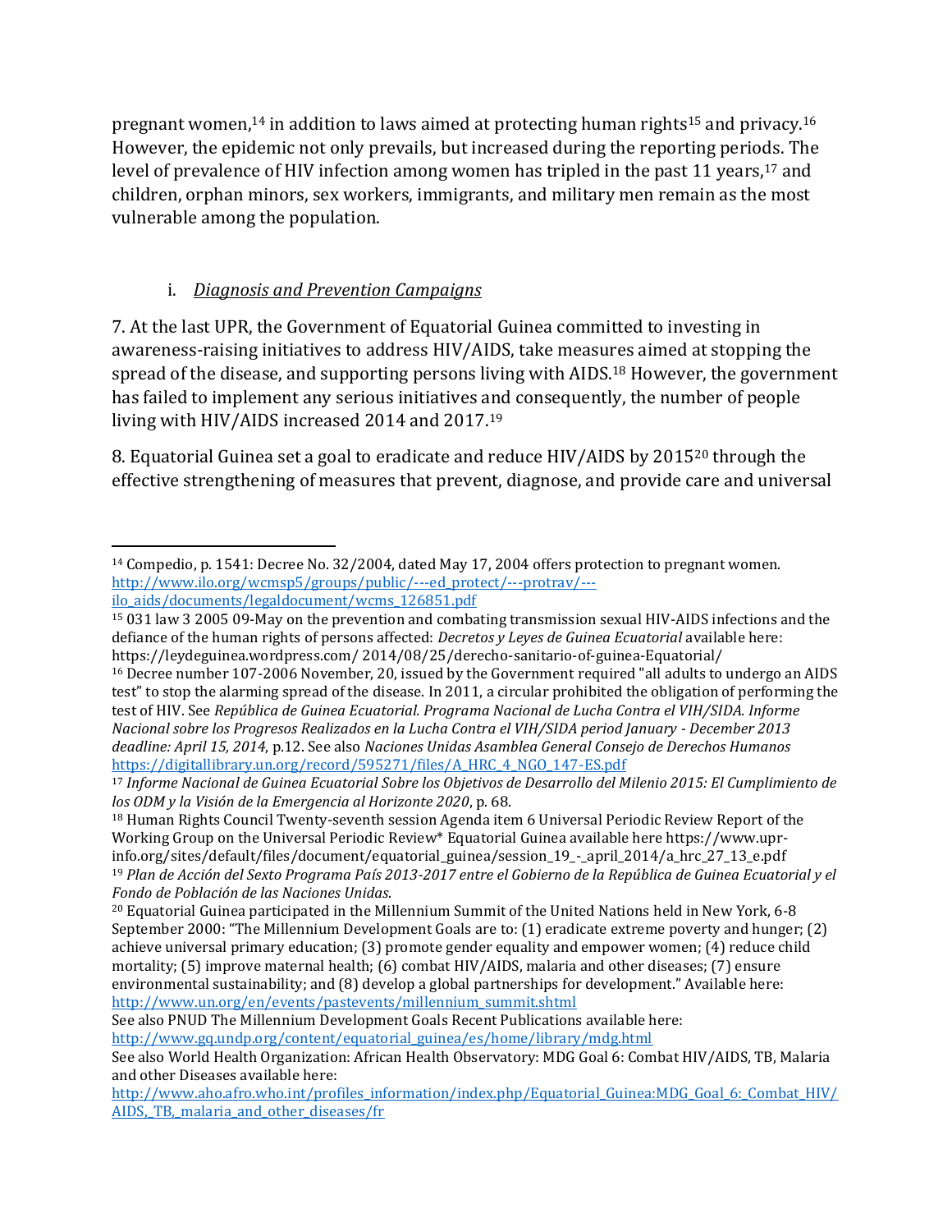pregnant women,[14] in addition to laws aimed at protecting human rights[15] and privacy.[16] However, the epidemic not only prevails, but increased during the reporting periods. The level of prevalence of HIV infection among women has tripled in the past 11 years,[17] and children, orphan minors, sex workers, immigrants, and military men remain as the most vulnerable among the population.

i. *Diagnosis and Prevention Campaigns*

7. At the last UPR, the Government of Equatorial Guinea committed to investing in awareness-raising initiatives to address HIV/AIDS, take measures aimed at stopping the spread of the disease, and supporting persons living with AIDS.[18] However, the government has failed to implement any serious initiatives and consequently, the number of people living with HIV/AIDS increased 2014 and 2017.[19]

8. Equatorial Guinea set a goal to eradicate and reduce HIV/AIDS by 2015[20] through the effective strengthening of measures that prevent, diagnose, and provide care and universal

---

[14] Compedio, p. 1541: Decree No. 32/2004, dated May 17, 2004 offers protection to pregnant women. http://www.ilo.org/wcmsp5/groups/public/---ed_protect/---protrav/---ilo_aids/documents/legaldocument/wcms_126851.pdf

[15] 031 law 3 2005 09-May on the prevention and combating transmission sexual HIV-AIDS infections and the defiance of the human rights of persons affected: *Decretos y Leyes de Guinea Ecuatorial* available here: https://leydeguinea.wordpress.com/ 2014/08/25/derecho-sanitario-of-guinea-Equatorial/

[16] Decree number 107-2006 November, 20, issued by the Government required "all adults to undergo an AIDS test" to stop the alarming spread of the disease. In 2011, a circular prohibited the obligation of performing the test of HIV. See *República de Guinea Ecuatorial. Programa Nacional de Lucha Contra el VIH/SIDA. Informe Nacional sobre los Progresos Realizados en la Lucha Contra el VIH/SIDA period January - December 2013 deadline: April 15, 2014*, p.12. See also *Naciones Unidas Asamblea General Consejo de Derechos Humanos* https://digitallibrary.un.org/record/595271/files/A_HRC_4_NGO_147-ES.pdf

[17] *Informe Nacional de Guinea Ecuatorial Sobre los Objetivos de Desarrollo del Milenio 2015: El Cumplimiento de los ODM y la Visión de la Emergencia al Horizonte 2020*, p. 68.

[18] Human Rights Council Twenty-seventh session Agenda item 6 Universal Periodic Review Report of the Working Group on the Universal Periodic Review* Equatorial Guinea available here https://www.upr-info.org/sites/default/files/document/equatorial_guinea/session_19_-_april_2014/a_hrc_27_13_e.pdf

[19] *Plan de Acción del Sexto Programa País 2013-2017 entre el Gobierno de la República de Guinea Ecuatorial y el Fondo de Población de las Naciones Unidas.*

[20] Equatorial Guinea participated in the Millennium Summit of the United Nations held in New York, 6-8 September 2000: "The Millennium Development Goals are to: (1) eradicate extreme poverty and hunger; (2) achieve universal primary education; (3) promote gender equality and empower women; (4) reduce child mortality; (5) improve maternal health; (6) combat HIV/AIDS, malaria and other diseases; (7) ensure environmental sustainability; and (8) develop a global partnerships for development." Available here: http://www.un.org/en/events/pastevents/millennium_summit.shtml
See also PNUD The Millennium Development Goals Recent Publications available here: http://www.gq.undp.org/content/equatorial_guinea/es/home/library/mdg.html
See also World Health Organization: African Health Observatory: MDG Goal 6: Combat HIV/AIDS, TB, Malaria and other Diseases available here: http://www.aho.afro.who.int/profiles_information/index.php/Equatorial_Guinea:MDG_Goal_6:_Combat_HIV/AIDS,_TB,_malaria_and_other_diseases/fr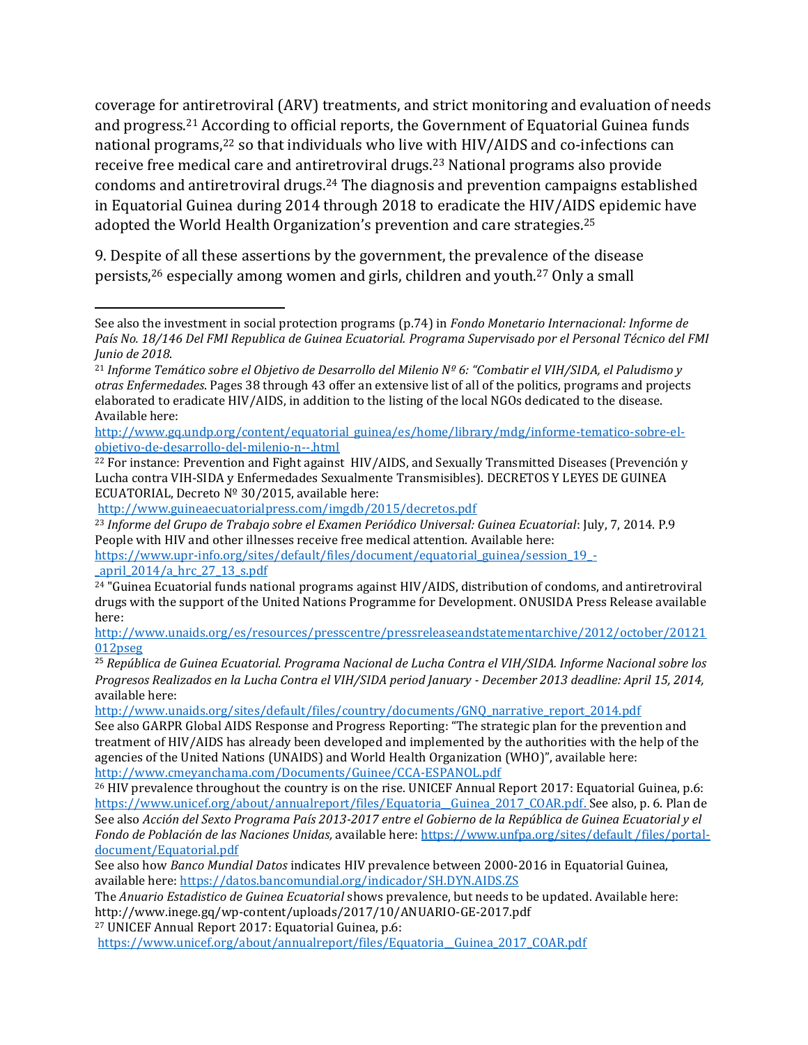coverage for antiretroviral (ARV) treatments, and strict monitoring and evaluation of needs and progress.[21] According to official reports, the Government of Equatorial Guinea funds national programs,[22] so that individuals who live with HIV/AIDS and co-infections can receive free medical care and antiretroviral drugs.[23] National programs also provide condoms and antiretroviral drugs.[24] The diagnosis and prevention campaigns established in Equatorial Guinea during 2014 through 2018 to eradicate the HIV/AIDS epidemic have adopted the World Health Organization's prevention and care strategies.[25]

9. Despite of all these assertions by the government, the prevalence of the disease persists,[26] especially among women and girls, children and youth.[27] Only a small

---

See also the investment in social protection programs (p.74) in *Fondo Monetario Internacional: Informe de País No. 18/146 Del FMI Republica de Guinea Ecuatorial. Programa Supervisado por el Personal Técnico del FMI Junio de 2018*.

[21] *Informe Temático sobre el Objetivo de Desarrollo del Milenio Nº 6: "Combatir el VIH/SIDA, el Paludismo y otras Enfermedades*. Pages 38 through 43 offer an extensive list of all of the politics, programs and projects elaborated to eradicate HIV/AIDS, in addition to the listing of the local NGOs dedicated to the disease. Available here: http://www.gq.undp.org/content/equatorial_guinea/es/home/library/mdg/informe-tematico-sobre-el-objetivo-de-desarrollo-del-milenio-n--.html

[22] For instance: Prevention and Fight against HIV/AIDS, and Sexually Transmitted Diseases (Prevención y Lucha contra VIH-SIDA y Enfermedades Sexualmente Transmisibles). DECRETOS Y LEYES DE GUINEA ECUATORIAL, Decreto Nº 30/2015, available here: http://www.guineaecuatorialpress.com/imgdb/2015/decretos.pdf

[23] *Informe del Grupo de Trabajo sobre el Examen Periódico Universal: Guinea Ecuatorial*: July, 7, 2014. P.9 People with HIV and other illnesses receive free medical attention. Available here: https://www.upr-info.org/sites/default/files/document/equatorial_guinea/session_19_-_april_2014/a_hrc_27_13_s.pdf

[24] "Guinea Ecuatorial funds national programs against HIV/AIDS, distribution of condoms, and antiretroviral drugs with the support of the United Nations Programme for Development. ONUSIDA Press Release available here: http://www.unaids.org/es/resources/presscentre/pressreleaseandstatementarchive/2012/october/20121012pseg

[25] *República de Guinea Ecuatorial. Programa Nacional de Lucha Contra el VIH/SIDA. Informe Nacional sobre los Progresos Realizados en la Lucha Contra el VIH/SIDA period January - December 2013 deadline: April 15, 2014,* available here: http://www.unaids.org/sites/default/files/country/documents/GNQ_narrative_report_2014.pdf
See also GARPR Global AIDS Response and Progress Reporting: "The strategic plan for the prevention and treatment of HIV/AIDS has already been developed and implemented by the authorities with the help of the agencies of the United Nations (UNAIDS) and World Health Organization (WHO)", available here: http://www.cmeyanchama.com/Documents/Guinee/CCA-ESPANOL.pdf

[26] HIV prevalence throughout the country is on the rise. UNICEF Annual Report 2017: Equatorial Guinea, p.6: https://www.unicef.org/about/annualreport/files/Equatoria__Guinea_2017_COAR.pdf. See also, p. 6. Plan de See also *Acción del Sexto Programa País 2013-2017 entre el Gobierno de la República de Guinea Ecuatorial y el Fondo de Población de las Naciones Unidas,* available here: https://www.unfpa.org/sites/default /files/portal-document/Equatorial.pdf
See also how *Banco Mundial Datos* indicates HIV prevalence between 2000-2016 in Equatorial Guinea, available here: https://datos.bancomundial.org/indicador/SH.DYN.AIDS.ZS
The *Anuario Estadistico de Guinea Ecuatorial* shows prevalence, but needs to be updated. Available here: http://www.inege.gq/wp-content/uploads/2017/10/ANUARIO-GE-2017.pdf

[27] UNICEF Annual Report 2017: Equatorial Guinea, p.6: https://www.unicef.org/about/annualreport/files/Equatoria__Guinea_2017_COAR.pdf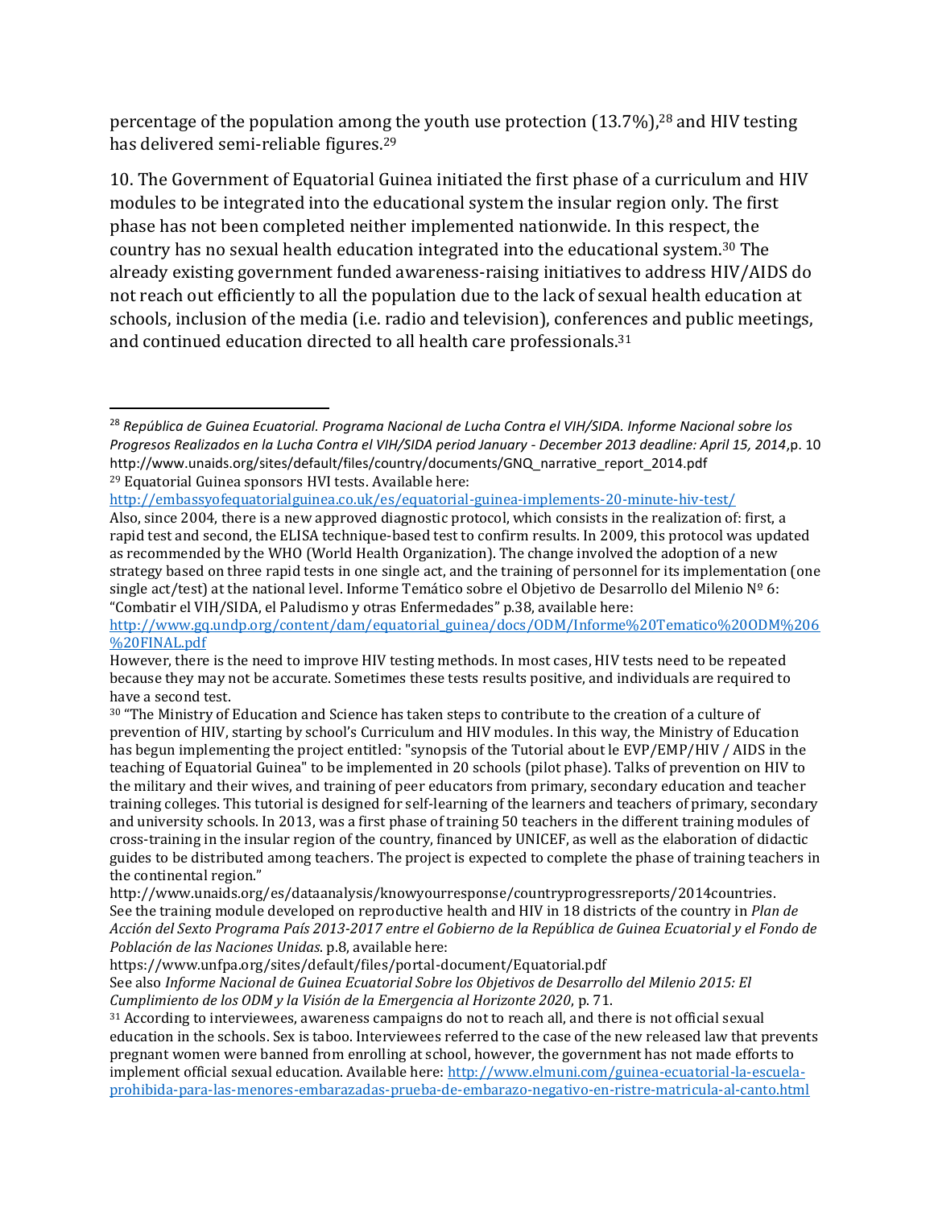percentage of the population among the youth use protection (13.7%),[28] and HIV testing has delivered semi-reliable figures.[29]

10. The Government of Equatorial Guinea initiated the first phase of a curriculum and HIV modules to be integrated into the educational system the insular region only. The first phase has not been completed neither implemented nationwide. In this respect, the country has no sexual health education integrated into the educational system.[30] The already existing government funded awareness-raising initiatives to address HIV/AIDS do not reach out efficiently to all the population due to the lack of sexual health education at schools, inclusion of the media (i.e. radio and television), conferences and public meetings, and continued education directed to all health care professionals.[31]

---

[28] *República de Guinea Ecuatorial. Programa Nacional de Lucha Contra el VIH/SIDA. Informe Nacional sobre los Progresos Realizados en la Lucha Contra el VIH/SIDA period January - December 2013 deadline: April 15, 2014*, p. 10 http://www.unaids.org/sites/default/files/country/documents/GNQ_narrative_report_2014.pdf

[29] Equatorial Guinea sponsors HVI tests. Available here: http://embassyofequatorialguinea.co.uk/es/equatorial-guinea-implements-20-minute-hiv-test/
Also, since 2004, there is a new approved diagnostic protocol, which consists in the realization of: first, a rapid test and second, the ELISA technique-based test to confirm results. In 2009, this protocol was updated as recommended by the WHO (World Health Organization). The change involved the adoption of a new strategy based on three rapid tests in one single act, and the training of personnel for its implementation (one single act/test) at the national level. Informe Temático sobre el Objetivo de Desarrollo del Milenio Nº 6: "Combatir el VIH/SIDA, el Paludismo y otras Enfermedades" p.38, available here: http://www.gq.undp.org/content/dam/equatorial_guinea/docs/ODM/Informe%20Tematico%20ODM%206%20FINAL.pdf
However, there is the need to improve HIV testing methods. In most cases, HIV tests need to be repeated because they may not be accurate. Sometimes these tests results positive, and individuals are required to have a second test.

[30] "The Ministry of Education and Science has taken steps to contribute to the creation of a culture of prevention of HIV, starting by school's Curriculum and HIV modules. In this way, the Ministry of Education has begun implementing the project entitled: "synopsis of the Tutorial about le EVP/EMP/HIV / AIDS in the teaching of Equatorial Guinea" to be implemented in 20 schools (pilot phase). Talks of prevention on HIV to the military and their wives, and training of peer educators from primary, secondary education and teacher training colleges. This tutorial is designed for self-learning of the learners and teachers of primary, secondary and university schools. In 2013, was a first phase of training 50 teachers in the different training modules of cross-training in the insular region of the country, financed by UNICEF, as well as the elaboration of didactic guides to be distributed among teachers. The project is expected to complete the phase of training teachers in the continental region."
http://www.unaids.org/es/dataanalysis/knowyourresponse/countryprogressreports/2014countries.
See the training module developed on reproductive health and HIV in 18 districts of the country in *Plan de Acción del Sexto Programa País 2013-2017 entre el Gobierno de la República de Guinea Ecuatorial y el Fondo de Población de las Naciones Unidas*. p.8, available here:
https://www.unfpa.org/sites/default/files/portal-document/Equatorial.pdf
See also *Informe Nacional de Guinea Ecuatorial Sobre los Objetivos de Desarrollo del Milenio 2015: El Cumplimiento de los ODM y la Visión de la Emergencia al Horizonte 2020*, p. 71.

[31] According to interviewees, awareness campaigns do not to reach all, and there is not official sexual education in the schools. Sex is taboo. Interviewees referred to the case of the new released law that prevents pregnant women were banned from enrolling at school, however, the government has not made efforts to implement official sexual education. Available here: http://www.elmuni.com/guinea-ecuatorial-la-escuela-prohibida-para-las-menores-embarazadas-prueba-de-embarazo-negativo-en-ristre-matricula-al-canto.html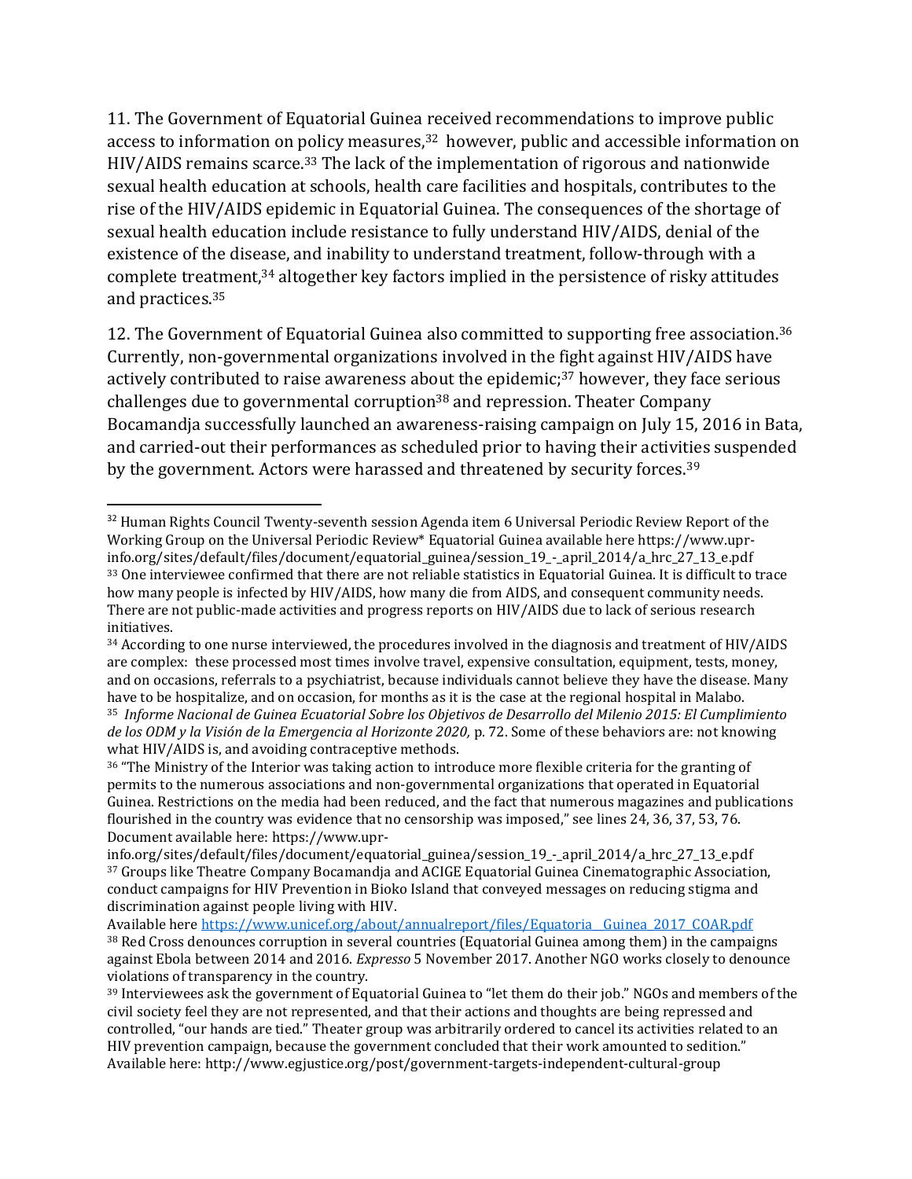11. The Government of Equatorial Guinea received recommendations to improve public access to information on policy measures,[32] however, public and accessible information on HIV/AIDS remains scarce.[33] The lack of the implementation of rigorous and nationwide sexual health education at schools, health care facilities and hospitals, contributes to the rise of the HIV/AIDS epidemic in Equatorial Guinea. The consequences of the shortage of sexual health education include resistance to fully understand HIV/AIDS, denial of the existence of the disease, and inability to understand treatment, follow-through with a complete treatment,[34] altogether key factors implied in the persistence of risky attitudes and practices.[35]

12. The Government of Equatorial Guinea also committed to supporting free association.[36] Currently, non-governmental organizations involved in the fight against HIV/AIDS have actively contributed to raise awareness about the epidemic;[37] however, they face serious challenges due to governmental corruption[38] and repression. Theater Company Bocamandja successfully launched an awareness-raising campaign on July 15, 2016 in Bata, and carried-out their performances as scheduled prior to having their activities suspended by the government. Actors were harassed and threatened by security forces.[39]

---

[32] Human Rights Council Twenty-seventh session Agenda item 6 Universal Periodic Review Report of the Working Group on the Universal Periodic Review* Equatorial Guinea available here https://www.upr-info.org/sites/default/files/document/equatorial_guinea/session_19_-_april_2014/a_hrc_27_13_e.pdf

[33] One interviewee confirmed that there are not reliable statistics in Equatorial Guinea. It is difficult to trace how many people is infected by HIV/AIDS, how many die from AIDS, and consequent community needs. There are not public-made activities and progress reports on HIV/AIDS due to lack of serious research initiatives.

[34] According to one nurse interviewed, the procedures involved in the diagnosis and treatment of HIV/AIDS are complex: these processed most times involve travel, expensive consultation, equipment, tests, money, and on occasions, referrals to a psychiatrist, because individuals cannot believe they have the disease. Many have to be hospitalize, and on occasion, for months as it is the case at the regional hospital in Malabo.

[35] *Informe Nacional de Guinea Ecuatorial Sobre los Objetivos de Desarrollo del Milenio 2015: El Cumplimiento de los ODM y la Visión de la Emergencia al Horizonte 2020,* p. 72. Some of these behaviors are: not knowing what HIV/AIDS is, and avoiding contraceptive methods.

[36] "The Ministry of the Interior was taking action to introduce more flexible criteria for the granting of permits to the numerous associations and non-governmental organizations that operated in Equatorial Guinea. Restrictions on the media had been reduced, and the fact that numerous magazines and publications flourished in the country was evidence that no censorship was imposed," see lines 24, 36, 37, 53, 76. Document available here: https://www.upr-info.org/sites/default/files/document/equatorial_guinea/session_19_-_april_2014/a_hrc_27_13_e.pdf

[37] Groups like Theatre Company Bocamandja and ACIGE Equatorial Guinea Cinematographic Association, conduct campaigns for HIV Prevention in Bioko Island that conveyed messages on reducing stigma and discrimination against people living with HIV.
Available here https://www.unicef.org/about/annualreport/files/Equatoria_Guinea_2017_COAR.pdf

[38] Red Cross denounces corruption in several countries (Equatorial Guinea among them) in the campaigns against Ebola between 2014 and 2016. *Expresso* 5 November 2017. Another NGO works closely to denounce violations of transparency in the country.

[39] Interviewees ask the government of Equatorial Guinea to "let them do their job." NGOs and members of the civil society feel they are not represented, and that their actions and thoughts are being repressed and controlled, "our hands are tied." Theater group was arbitrarily ordered to cancel its activities related to an HIV prevention campaign, because the government concluded that their work amounted to sedition." Available here: http://www.egjustice.org/post/government-targets-independent-cultural-group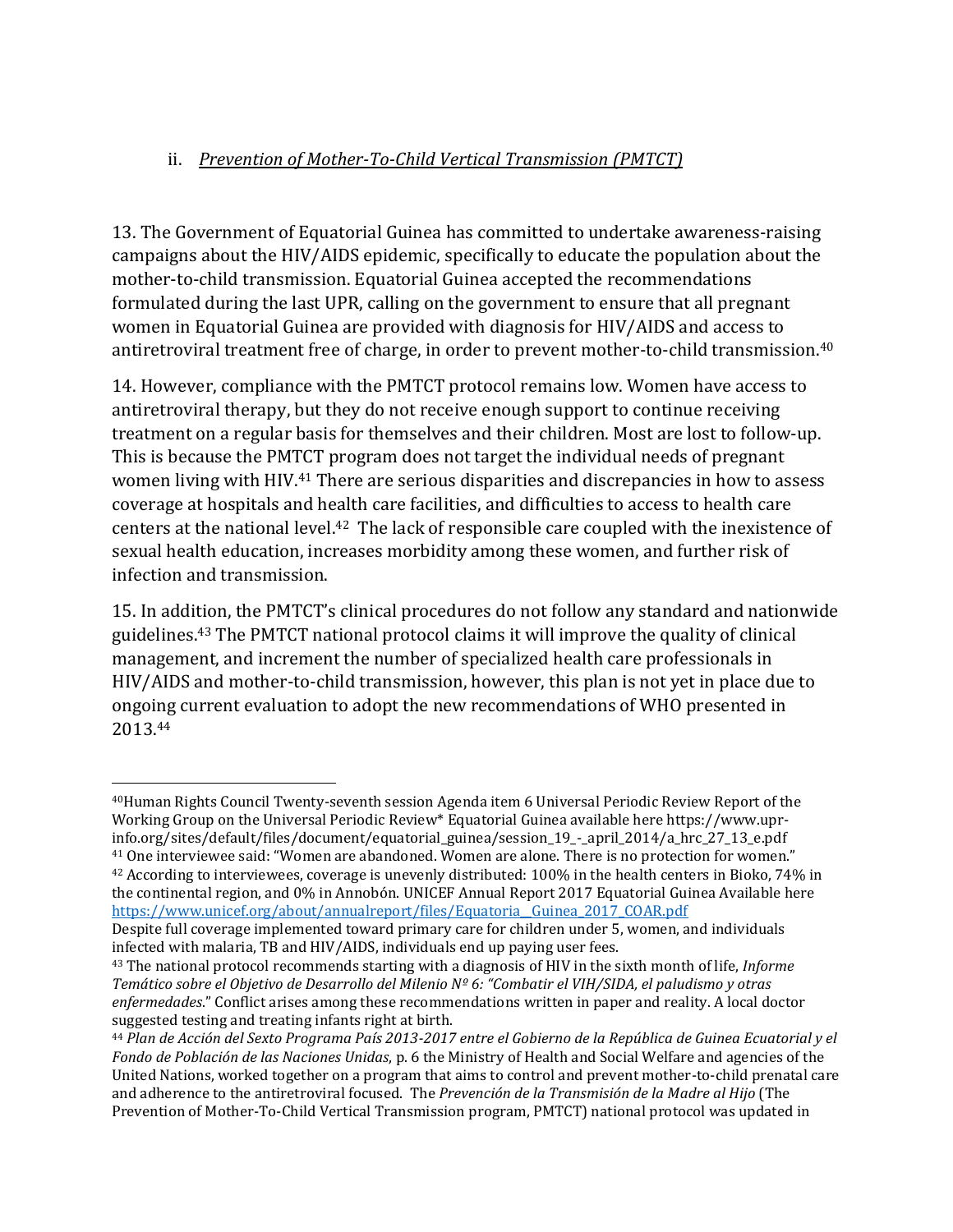ii. *Prevention of Mother-To-Child Vertical Transmission (PMTCT)*

13. The Government of Equatorial Guinea has committed to undertake awareness-raising campaigns about the HIV/AIDS epidemic, specifically to educate the population about the mother-to-child transmission. Equatorial Guinea accepted the recommendations formulated during the last UPR, calling on the government to ensure that all pregnant women in Equatorial Guinea are provided with diagnosis for HIV/AIDS and access to antiretroviral treatment free of charge, in order to prevent mother-to-child transmission.[40]

14. However, compliance with the PMTCT protocol remains low. Women have access to antiretroviral therapy, but they do not receive enough support to continue receiving treatment on a regular basis for themselves and their children. Most are lost to follow-up. This is because the PMTCT program does not target the individual needs of pregnant women living with HIV.[41] There are serious disparities and discrepancies in how to assess coverage at hospitals and health care facilities, and difficulties to access to health care centers at the national level.[42] The lack of responsible care coupled with the inexistence of sexual health education, increases morbidity among these women, and further risk of infection and transmission.

15. In addition, the PMTCT's clinical procedures do not follow any standard and nationwide guidelines.[43] The PMTCT national protocol claims it will improve the quality of clinical management, and increment the number of specialized health care professionals in HIV/AIDS and mother-to-child transmission, however, this plan is not yet in place due to ongoing current evaluation to adopt the new recommendations of WHO presented in 2013.[44]

---

[40] Human Rights Council Twenty-seventh session Agenda item 6 Universal Periodic Review Report of the Working Group on the Universal Periodic Review* Equatorial Guinea available here https://www.upr-info.org/sites/default/files/document/equatorial_guinea/session_19_-_april_2014/a_hrc_27_13_e.pdf

[41] One interviewee said: "Women are abandoned. Women are alone. There is no protection for women."

[42] According to interviewees, coverage is unevenly distributed: 100% in the health centers in Bioko, 74% in the continental region, and 0% in Annobón. UNICEF Annual Report 2017 Equatorial Guinea Available here https://www.unicef.org/about/annualreport/files/Equatoria__Guinea_2017_COAR.pdf
Despite full coverage implemented toward primary care for children under 5, women, and individuals infected with malaria, TB and HIV/AIDS, individuals end up paying user fees.

[43] The national protocol recommends starting with a diagnosis of HIV in the sixth month of life, *Informe Temático sobre el Objetivo de Desarrollo del Milenio Nº 6: "Combatir el VIH/SIDA, el paludismo y otras enfermedades*." Conflict arises among these recommendations written in paper and reality. A local doctor suggested testing and treating infants right at birth.

[44] *Plan de Acción del Sexto Programa País 2013-2017 entre el Gobierno de la República de Guinea Ecuatorial y el Fondo de Población de las Naciones Unidas*, p. 6 the Ministry of Health and Social Welfare and agencies of the United Nations, worked together on a program that aims to control and prevent mother-to-child prenatal care and adherence to the antiretroviral focused. The *Prevención de la Transmisión de la Madre al Hijo* (The Prevention of Mother-To-Child Vertical Transmission program, PMTCT) national protocol was updated in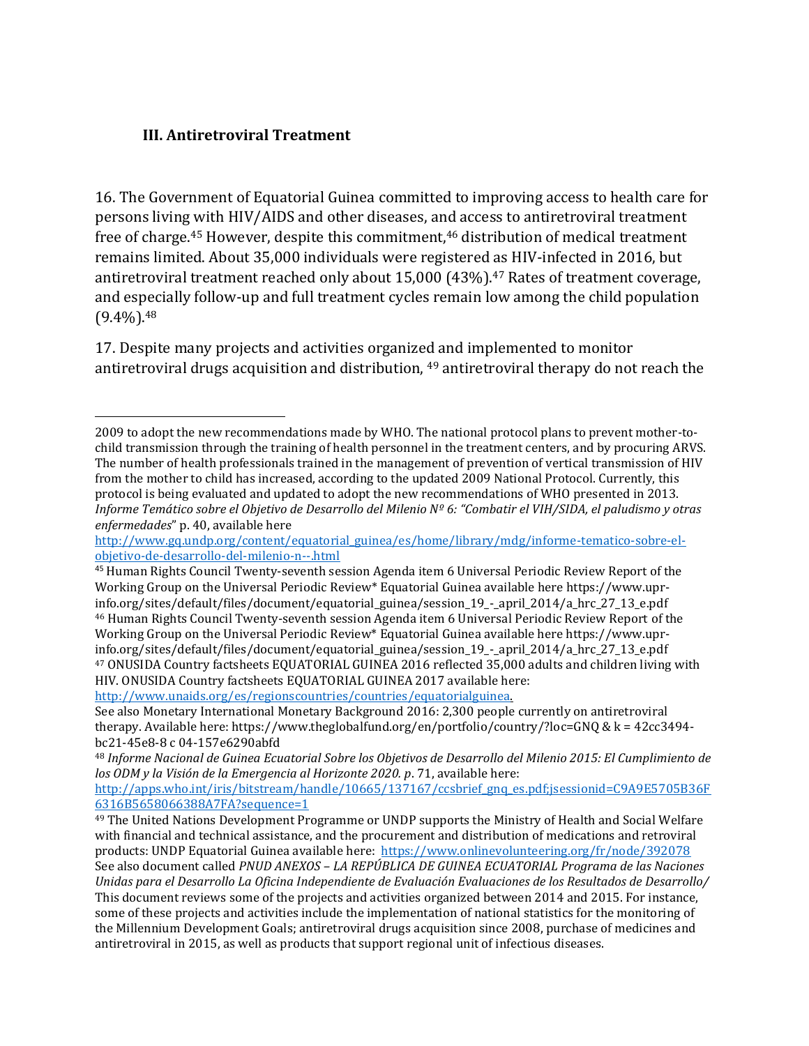### III. Antiretroviral Treatment

16. The Government of Equatorial Guinea committed to improving access to health care for persons living with HIV/AIDS and other diseases, and access to antiretroviral treatment free of charge.[45] However, despite this commitment,[46] distribution of medical treatment remains limited. About 35,000 individuals were registered as HIV-infected in 2016, but antiretroviral treatment reached only about 15,000 (43%).[47] Rates of treatment coverage, and especially follow-up and full treatment cycles remain low among the child population (9.4%).[48]

17. Despite many projects and activities organized and implemented to monitor antiretroviral drugs acquisition and distribution, [49] antiretroviral therapy do not reach the

---

2009 to adopt the new recommendations made by WHO. The national protocol plans to prevent mother-to-child transmission through the training of health personnel in the treatment centers, and by procuring ARVS. The number of health professionals trained in the management of prevention of vertical transmission of HIV from the mother to child has increased, according to the updated 2009 National Protocol. Currently, this protocol is being evaluated and updated to adopt the new recommendations of WHO presented in 2013. *Informe Temático sobre el Objetivo de Desarrollo del Milenio Nº 6: "Combatir el VIH/SIDA, el paludismo y otras enfermedades*" p. 40, available here http://www.gq.undp.org/content/equatorial_guinea/es/home/library/mdg/informe-tematico-sobre-el-objetivo-de-desarrollo-del-milenio-n--.html

[45] Human Rights Council Twenty-seventh session Agenda item 6 Universal Periodic Review Report of the Working Group on the Universal Periodic Review* Equatorial Guinea available here https://www.upr-info.org/sites/default/files/document/equatorial_guinea/session_19_-_april_2014/a_hrc_27_13_e.pdf

[46] Human Rights Council Twenty-seventh session Agenda item 6 Universal Periodic Review Report of the Working Group on the Universal Periodic Review* Equatorial Guinea available here https://www.upr-info.org/sites/default/files/document/equatorial_guinea/session_19_-_april_2014/a_hrc_27_13_e.pdf

[47] ONUSIDA Country factsheets EQUATORIAL GUINEA 2016 reflected 35,000 adults and children living with HIV. ONUSIDA Country factsheets EQUATORIAL GUINEA 2017 available here: http://www.unaids.org/es/regionscountries/countries/equatorialguinea.

See also Monetary International Monetary Background 2016: 2,300 people currently on antiretroviral therapy. Available here: https://www.theglobalfund.org/en/portfolio/country/?loc=GNQ & k = 42cc3494-bc21-45e8-8 c 04-157e6290abfd

[48] *Informe Nacional de Guinea Ecuatorial Sobre los Objetivos de Desarrollo del Milenio 2015: El Cumplimiento de los ODM y la Visión de la Emergencia al Horizonte 2020. p*. 71, available here: http://apps.who.int/iris/bitstream/handle/10665/137167/ccsbrief_gnq_es.pdf;jsessionid=C9A9E5705B36F6316B5658066388A7FA?sequence=1

[49] The United Nations Development Programme or UNDP supports the Ministry of Health and Social Welfare with financial and technical assistance, and the procurement and distribution of medications and retroviral products: UNDP Equatorial Guinea available here: https://www.onlinevolunteering.org/fr/node/392078

See also document called *PNUD ANEXOS – LA REPÚBLICA DE GUINEA ECUATORIAL Programa de las Naciones Unidas para el Desarrollo La Oficina Independiente de Evaluación Evaluaciones de los Resultados de Desarrollo/*

This document reviews some of the projects and activities organized between 2014 and 2015. For instance, some of these projects and activities include the implementation of national statistics for the monitoring of the Millennium Development Goals; antiretroviral drugs acquisition since 2008, purchase of medicines and antiretroviral in 2015, as well as products that support regional unit of infectious diseases.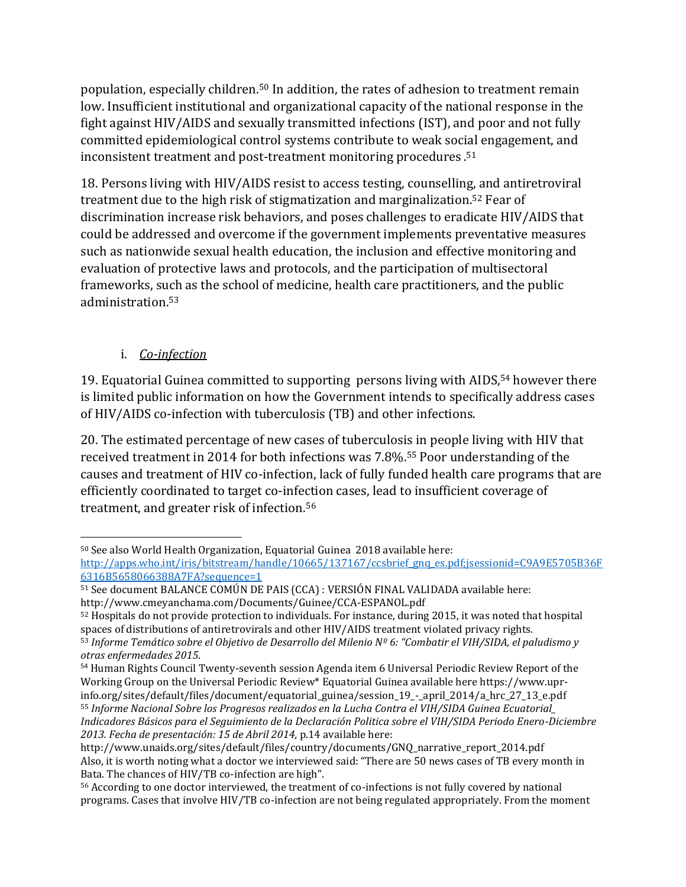population, especially children.[50] In addition, the rates of adhesion to treatment remain low. Insufficient institutional and organizational capacity of the national response in the fight against HIV/AIDS and sexually transmitted infections (IST), and poor and not fully committed epidemiological control systems contribute to weak social engagement, and inconsistent treatment and post-treatment monitoring procedures .[51]

18. Persons living with HIV/AIDS resist to access testing, counselling, and antiretroviral treatment due to the high risk of stigmatization and marginalization.[52] Fear of discrimination increase risk behaviors, and poses challenges to eradicate HIV/AIDS that could be addressed and overcome if the government implements preventative measures such as nationwide sexual health education, the inclusion and effective monitoring and evaluation of protective laws and protocols, and the participation of multisectoral frameworks, such as the school of medicine, health care practitioners, and the public administration.[53]

i. ***Co-infection***

19. Equatorial Guinea committed to supporting persons living with AIDS,[54] however there is limited public information on how the Government intends to specifically address cases of HIV/AIDS co-infection with tuberculosis (TB) and other infections.

20. The estimated percentage of new cases of tuberculosis in people living with HIV that received treatment in 2014 for both infections was 7.8%.[55] Poor understanding of the causes and treatment of HIV co-infection, lack of fully funded health care programs that are efficiently coordinated to target co-infection cases, lead to insufficient coverage of treatment, and greater risk of infection.[56]

---

[50] See also World Health Organization, Equatorial Guinea 2018 available here: http://apps.who.int/iris/bitstream/handle/10665/137167/ccsbrief_gnq_es.pdf;jsessionid=C9A9E5705B36F6316B5658066388A7FA?sequence=1

[51] See document BALANCE COMÚN DE PAIS (CCA) : VERSIÓN FINAL VALIDADA available here: http://www.cmeyanchama.com/Documents/Guinee/CCA-ESPANOL.pdf

[52] Hospitals do not provide protection to individuals. For instance, during 2015, it was noted that hospital spaces of distributions of antiretrovirals and other HIV/AIDS treatment violated privacy rights.

[53] *Informe Temático sobre el Objetivo de Desarrollo del Milenio Nº 6: "Combatir el VIH/SIDA, el paludismo y otras enfermedades 2015*.

[54] Human Rights Council Twenty-seventh session Agenda item 6 Universal Periodic Review Report of the Working Group on the Universal Periodic Review* Equatorial Guinea available here https://www.upr-info.org/sites/default/files/document/equatorial_guinea/session_19_-_april_2014/a_hrc_27_13_e.pdf

[55] *Informe Nacional Sobre los Progresos realizados en la Lucha Contra el VIH/SIDA Guinea Ecuatorial_ Indicadores Básicos para el Seguimiento de la Declaración Politica sobre el VIH/SIDA Periodo Enero-Diciembre 2013. Fecha de presentación: 15 de Abril 2014,* p.14 available here: http://www.unaids.org/sites/default/files/country/documents/GNQ_narrative_report_2014.pdf
Also, it is worth noting what a doctor we interviewed said: "There are 50 news cases of TB every month in Bata. The chances of HIV/TB co-infection are high".

[56] According to one doctor interviewed, the treatment of co-infections is not fully covered by national programs. Cases that involve HIV/TB co-infection are not being regulated appropriately. From the moment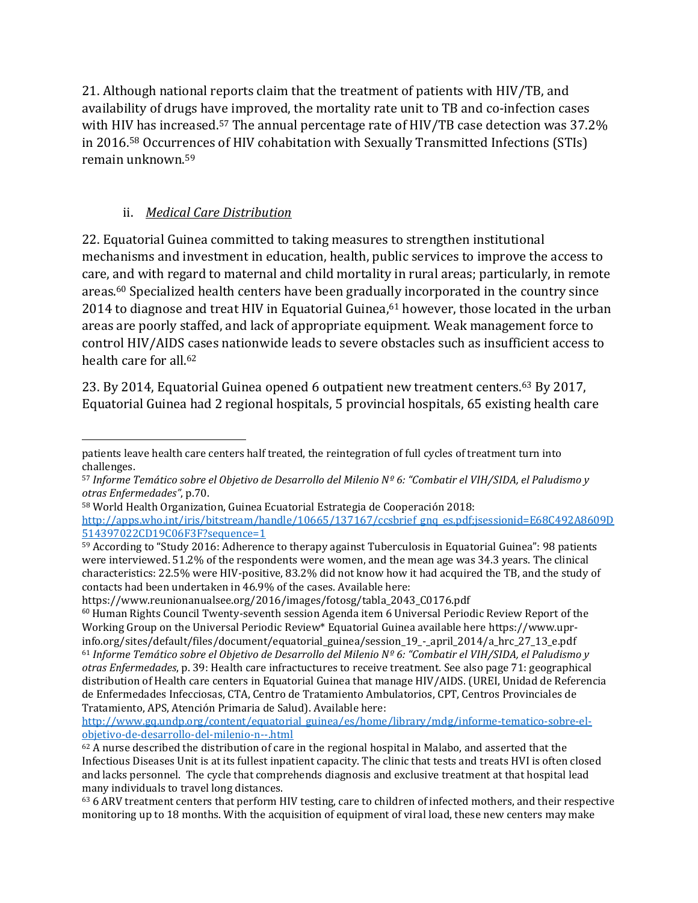21. Although national reports claim that the treatment of patients with HIV/TB, and availability of drugs have improved, the mortality rate unit to TB and co-infection cases with HIV has increased.[57] The annual percentage rate of HIV/TB case detection was 37.2% in 2016.[58] Occurrences of HIV cohabitation with Sexually Transmitted Infections (STIs) remain unknown.[59]

### ii. *Medical Care Distribution*

22. Equatorial Guinea committed to taking measures to strengthen institutional mechanisms and investment in education, health, public services to improve the access to care, and with regard to maternal and child mortality in rural areas; particularly, in remote areas.[60] Specialized health centers have been gradually incorporated in the country since 2014 to diagnose and treat HIV in Equatorial Guinea,[61] however, those located in the urban areas are poorly staffed, and lack of appropriate equipment. Weak management force to control HIV/AIDS cases nationwide leads to severe obstacles such as insufficient access to health care for all.[62]

23. By 2014, Equatorial Guinea opened 6 outpatient new treatment centers.[63] By 2017, Equatorial Guinea had 2 regional hospitals, 5 provincial hospitals, 65 existing health care

---

patients leave health care centers half treated, the reintegration of full cycles of treatment turn into challenges.

[57] *Informe Temático sobre el Objetivo de Desarrollo del Milenio Nº 6: "Combatir el VIH/SIDA, el Paludismo y otras Enfermedades"*, p.70.

[58] World Health Organization, Guinea Ecuatorial Estrategia de Cooperación 2018: http://apps.who.int/iris/bitstream/handle/10665/137167/ccsbrief_gnq_es.pdf;jsessionid=E68C492A8609D514397022CD19C06F3F?sequence=1

[59] According to "Study 2016: Adherence to therapy against Tuberculosis in Equatorial Guinea": 98 patients were interviewed. 51.2% of the respondents were women, and the mean age was 34.3 years. The clinical characteristics: 22.5% were HIV-positive, 83.2% did not know how it had acquired the TB, and the study of contacts had been undertaken in 46.9% of the cases. Available here: https://www.reunionanualsee.org/2016/images/fotosg/tabla_2043_C0176.pdf

[60] Human Rights Council Twenty-seventh session Agenda item 6 Universal Periodic Review Report of the Working Group on the Universal Periodic Review* Equatorial Guinea available here https://www.upr-info.org/sites/default/files/document/equatorial_guinea/session_19_-_april_2014/a_hrc_27_13_e.pdf

[61] *Informe Temático sobre el Objetivo de Desarrollo del Milenio Nº 6: "Combatir el VIH/SIDA, el Paludismo y otras Enfermedades*, p. 39: Health care infractuctures to receive treatment. See also page 71: geographical distribution of Health care centers in Equatorial Guinea that manage HIV/AIDS. (UREI, Unidad de Referencia de Enfermedades Infecciosas, CTA, Centro de Tratamiento Ambulatorios, CPT, Centros Provinciales de Tratamiento, APS, Atención Primaria de Salud). Available here: http://www.gq.undp.org/content/equatorial_guinea/es/home/library/mdg/informe-tematico-sobre-el-objetivo-de-desarrollo-del-milenio-n--.html

[62] A nurse described the distribution of care in the regional hospital in Malabo, and asserted that the Infectious Diseases Unit is at its fullest inpatient capacity. The clinic that tests and treats HVI is often closed and lacks personnel. The cycle that comprehends diagnosis and exclusive treatment at that hospital lead many individuals to travel long distances.

[63] 6 ARV treatment centers that perform HIV testing, care to children of infected mothers, and their respective monitoring up to 18 months. With the acquisition of equipment of viral load, these new centers may make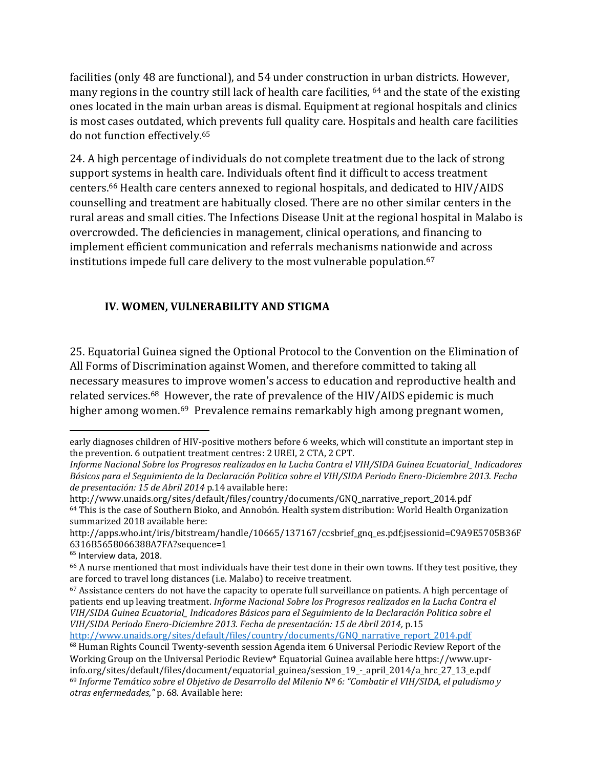facilities (only 48 are functional), and 54 under construction in urban districts. However, many regions in the country still lack of health care facilities, [64] and the state of the existing ones located in the main urban areas is dismal. Equipment at regional hospitals and clinics is most cases outdated, which prevents full quality care. Hospitals and health care facilities do not function effectively.[65]

24. A high percentage of individuals do not complete treatment due to the lack of strong support systems in health care. Individuals oftent find it difficult to access treatment centers.[66] Health care centers annexed to regional hospitals, and dedicated to HIV/AIDS counselling and treatment are habitually closed. There are no other similar centers in the rural areas and small cities. The Infections Disease Unit at the regional hospital in Malabo is overcrowded. The deficiencies in management, clinical operations, and financing to implement efficient communication and referrals mechanisms nationwide and across institutions impede full care delivery to the most vulnerable population.[67]

## IV. WOMEN, VULNERABILITY AND STIGMA

25. Equatorial Guinea signed the Optional Protocol to the Convention on the Elimination of All Forms of Discrimination against Women, and therefore committed to taking all necessary measures to improve women's access to education and reproductive health and related services.[68] However, the rate of prevalence of the HIV/AIDS epidemic is much higher among women.[69] Prevalence remains remarkably high among pregnant women,

---

early diagnoses children of HIV-positive mothers before 6 weeks, which will constitute an important step in the prevention. 6 outpatient treatment centres: 2 UREI, 2 CTA, 2 CPT.
*Informe Nacional Sobre los Progresos realizados en la Lucha Contra el VIH/SIDA Guinea Ecuatorial_ Indicadores Básicos para el Seguimiento de la Declaración Politica sobre el VIH/SIDA Periodo Enero-Diciembre 2013. Fecha de presentación: 15 de Abril 2014* p.14 available here:
http://www.unaids.org/sites/default/files/country/documents/GNQ_narrative_report_2014.pdf

[64] This is the case of Southern Bioko, and Annobón. Health system distribution: World Health Organization summarized 2018 available here:
http://apps.who.int/iris/bitstream/handle/10665/137167/ccsbrief_gnq_es.pdf;jsessionid=C9A9E5705B36F6316B5658066388A7FA?sequence=1

[65] Interview data, 2018.

[66] A nurse mentioned that most individuals have their test done in their own towns. If they test positive, they are forced to travel long distances (i.e. Malabo) to receive treatment.

[67] Assistance centers do not have the capacity to operate full surveillance on patients. A high percentage of patients end up leaving treatment. *Informe Nacional Sobre los Progresos realizados en la Lucha Contra el VIH/SIDA Guinea Ecuatorial_ Indicadores Básicos para el Seguimiento de la Declaración Politica sobre el VIH/SIDA Periodo Enero-Diciembre 2013. Fecha de presentación: 15 de Abril 2014,* p.15
http://www.unaids.org/sites/default/files/country/documents/GNQ_narrative_report_2014.pdf

[68] Human Rights Council Twenty-seventh session Agenda item 6 Universal Periodic Review Report of the Working Group on the Universal Periodic Review* Equatorial Guinea available here https://www.upr-info.org/sites/default/files/document/equatorial_guinea/session_19_-_april_2014/a_hrc_27_13_e.pdf

[69] *Informe Temático sobre el Objetivo de Desarrollo del Milenio Nº 6: "Combatir el VIH/SIDA, el paludismo y otras enfermedades,"* p. 68. Available here: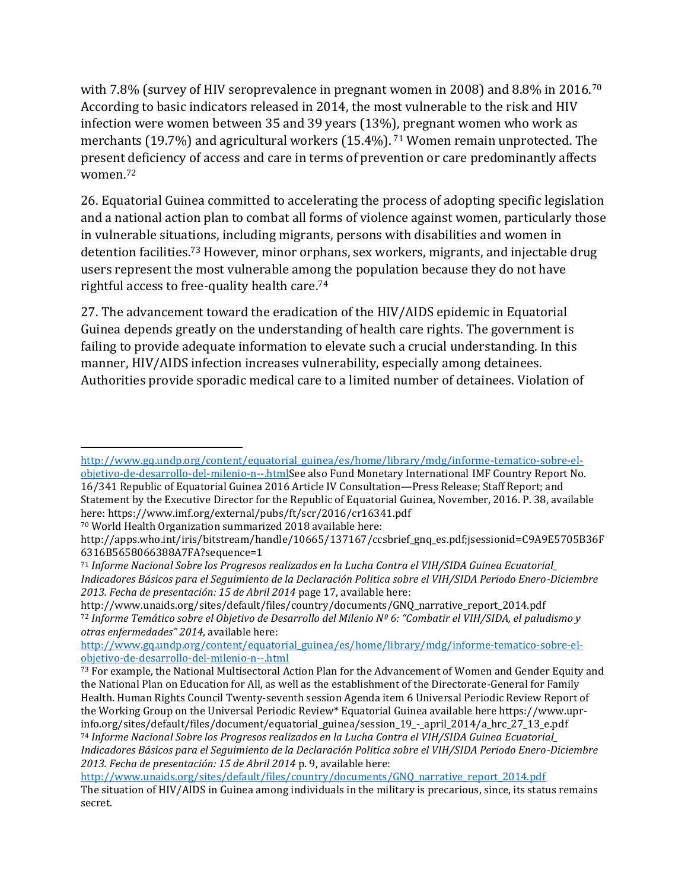with 7.8% (survey of HIV seroprevalence in pregnant women in 2008) and 8.8% in 2016.[70] According to basic indicators released in 2014, the most vulnerable to the risk and HIV infection were women between 35 and 39 years (13%), pregnant women who work as merchants (19.7%) and agricultural workers (15.4%).[71] Women remain unprotected. The present deficiency of access and care in terms of prevention or care predominantly affects women.[72]

26. Equatorial Guinea committed to accelerating the process of adopting specific legislation and a national action plan to combat all forms of violence against women, particularly those in vulnerable situations, including migrants, persons with disabilities and women in detention facilities.[73] However, minor orphans, sex workers, migrants, and injectable drug users represent the most vulnerable among the population because they do not have rightful access to free-quality health care.[74]

27. The advancement toward the eradication of the HIV/AIDS epidemic in Equatorial Guinea depends greatly on the understanding of health care rights. The government is failing to provide adequate information to elevate such a crucial understanding. In this manner, HIV/AIDS infection increases vulnerability, especially among detainees. Authorities provide sporadic medical care to a limited number of detainees. Violation of

---

http://www.gq.undp.org/content/equatorial_guinea/es/home/library/mdg/informe-tematico-sobre-el-objetivo-de-desarrollo-del-milenio-n--.htmlSee also Fund Monetary International IMF Country Report No. 16/341 Republic of Equatorial Guinea 2016 Article IV Consultation—Press Release; Staff Report; and Statement by the Executive Director for the Republic of Equatorial Guinea, November, 2016. P. 38, available here: https://www.imf.org/external/pubs/ft/scr/2016/cr16341.pdf

[70] World Health Organization summarized 2018 available here: http://apps.who.int/iris/bitstream/handle/10665/137167/ccsbrief_gnq_es.pdf;jsessionid=C9A9E5705B36F6316B5658066388A7FA?sequence=1

[71] *Informe Nacional Sobre los Progresos realizados en la Lucha Contra el VIH/SIDA Guinea Ecuatorial_ Indicadores Básicos para el Seguimiento de la Declaración Politica sobre el VIH/SIDA Periodo Enero-Diciembre 2013. Fecha de presentación: 15 de Abril 2014* page 17, available here: http://www.unaids.org/sites/default/files/country/documents/GNQ_narrative_report_2014.pdf

[72] *Informe Temático sobre el Objetivo de Desarrollo del Milenio Nº 6: "Combatir el VIH/SIDA, el paludismo y otras enfermedades" 2014*, available here: http://www.gq.undp.org/content/equatorial_guinea/es/home/library/mdg/informe-tematico-sobre-el-objetivo-de-desarrollo-del-milenio-n--.html

[73] For example, the National Multisectoral Action Plan for the Advancement of Women and Gender Equity and the National Plan on Education for All, as well as the establishment of the Directorate-General for Family Health. Human Rights Council Twenty-seventh session Agenda item 6 Universal Periodic Review Report of the Working Group on the Universal Periodic Review* Equatorial Guinea available here https://www.upr-info.org/sites/default/files/document/equatorial_guinea/session_19_-_april_2014/a_hrc_27_13_e.pdf

[74] *Informe Nacional Sobre los Progresos realizados en la Lucha Contra el VIH/SIDA Guinea Ecuatorial_ Indicadores Básicos para el Seguimiento de la Declaración Politica sobre el VIH/SIDA Periodo Enero-Diciembre 2013. Fecha de presentación: 15 de Abril 2014* p. 9, available here: http://www.unaids.org/sites/default/files/country/documents/GNQ_narrative_report_2014.pdf
The situation of HIV/AIDS in Guinea among individuals in the military is precarious, since, its status remains secret.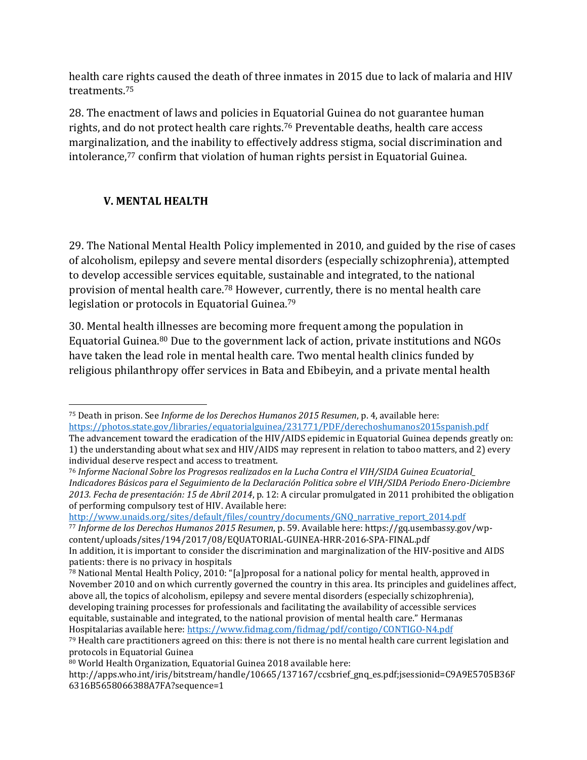health care rights caused the death of three inmates in 2015 due to lack of malaria and HIV treatments.[75]

28. The enactment of laws and policies in Equatorial Guinea do not guarantee human rights, and do not protect health care rights.[76] Preventable deaths, health care access marginalization, and the inability to effectively address stigma, social discrimination and intolerance,[77] confirm that violation of human rights persist in Equatorial Guinea.

## V. MENTAL HEALTH

29. The National Mental Health Policy implemented in 2010, and guided by the rise of cases of alcoholism, epilepsy and severe mental disorders (especially schizophrenia), attempted to develop accessible services equitable, sustainable and integrated, to the national provision of mental health care.[78] However, currently, there is no mental health care legislation or protocols in Equatorial Guinea.[79]

30. Mental health illnesses are becoming more frequent among the population in Equatorial Guinea.[80] Due to the government lack of action, private institutions and NGOs have taken the lead role in mental health care. Two mental health clinics funded by religious philanthropy offer services in Bata and Ebibeyin, and a private mental health

---

[75] Death in prison. See *Informe de los Derechos Humanos 2015 Resumen*, p. 4, available here: https://photos.state.gov/libraries/equatorialguinea/231771/PDF/derechoshumanos2015spanish.pdf
The advancement toward the eradication of the HIV/AIDS epidemic in Equatorial Guinea depends greatly on: 1) the understanding about what sex and HIV/AIDS may represent in relation to taboo matters, and 2) every individual deserve respect and access to treatment.

[76] *Informe Nacional Sobre los Progresos realizados en la Lucha Contra el VIH/SIDA Guinea Ecuatorial_ Indicadores Básicos para el Seguimiento de la Declaración Politica sobre el VIH/SIDA Periodo Enero-Diciembre 2013. Fecha de presentación: 15 de Abril 2014*, p. 12: A circular promulgated in 2011 prohibited the obligation of performing compulsory test of HIV. Available here: http://www.unaids.org/sites/default/files/country/documents/GNQ_narrative_report_2014.pdf

[77] *Informe de los Derechos Humanos 2015 Resumen*, p. 59. Available here: https://gq.usembassy.gov/wp-content/uploads/sites/194/2017/08/EQUATORIAL-GUINEA-HRR-2016-SPA-FINAL.pdf
In addition, it is important to consider the discrimination and marginalization of the HIV-positive and AIDS patients: there is no privacy in hospitals

[78] National Mental Health Policy, 2010: "[a]proposal for a national policy for mental health, approved in November 2010 and on which currently governed the country in this area. Its principles and guidelines affect, above all, the topics of alcoholism, epilepsy and severe mental disorders (especially schizophrenia), developing training processes for professionals and facilitating the availability of accessible services equitable, sustainable and integrated, to the national provision of mental health care." Hermanas Hospitalarias available here: https://www.fidmag.com/fidmag/pdf/contigo/CONTIGO-N4.pdf

[79] Health care practitioners agreed on this: there is not there is no mental health care current legislation and protocols in Equatorial Guinea

[80] World Health Organization, Equatorial Guinea 2018 available here: http://apps.who.int/iris/bitstream/handle/10665/137167/ccsbrief_gnq_es.pdf;jsessionid=C9A9E5705B36F6316B5658066388A7FA?sequence=1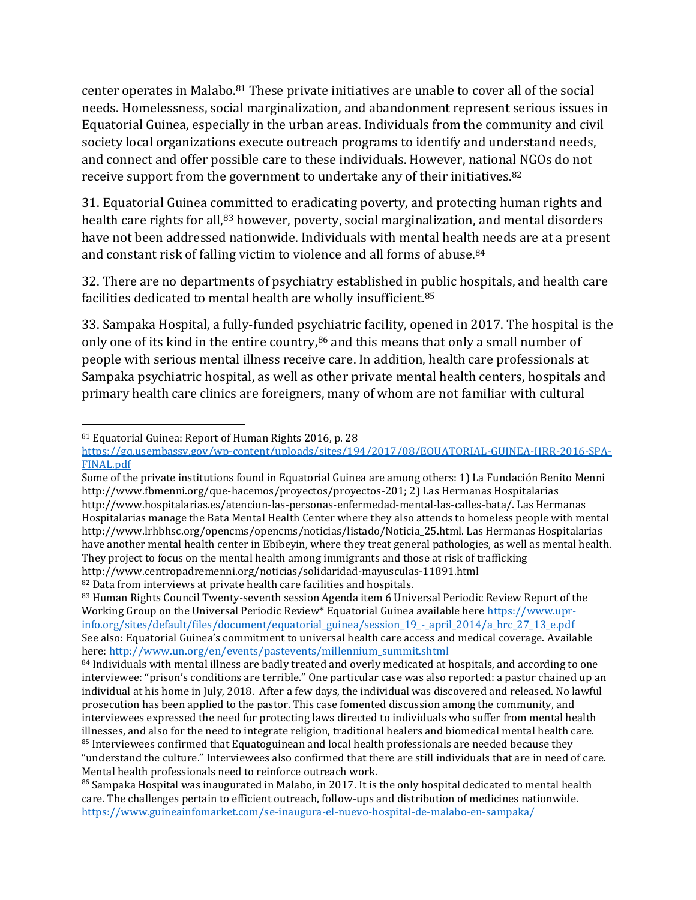center operates in Malabo.[81] These private initiatives are unable to cover all of the social needs. Homelessness, social marginalization, and abandonment represent serious issues in Equatorial Guinea, especially in the urban areas. Individuals from the community and civil society local organizations execute outreach programs to identify and understand needs, and connect and offer possible care to these individuals. However, national NGOs do not receive support from the government to undertake any of their initiatives.[82]

31. Equatorial Guinea committed to eradicating poverty, and protecting human rights and health care rights for all,[83] however, poverty, social marginalization, and mental disorders have not been addressed nationwide. Individuals with mental health needs are at a present and constant risk of falling victim to violence and all forms of abuse.[84]

32. There are no departments of psychiatry established in public hospitals, and health care facilities dedicated to mental health are wholly insufficient.[85]

33. Sampaka Hospital, a fully-funded psychiatric facility, opened in 2017. The hospital is the only one of its kind in the entire country,[86] and this means that only a small number of people with serious mental illness receive care. In addition, health care professionals at Sampaka psychiatric hospital, as well as other private mental health centers, hospitals and primary health care clinics are foreigners, many of whom are not familiar with cultural

---

[81] Equatorial Guinea: Report of Human Rights 2016, p. 28 https://gq.usembassy.gov/wp-content/uploads/sites/194/2017/08/EQUATORIAL-GUINEA-HRR-2016-SPA-FINAL.pdf

Some of the private institutions found in Equatorial Guinea are among others: 1) La Fundación Benito Menni http://www.fbmenni.org/que-hacemos/proyectos/proyectos-201; 2) Las Hermanas Hospitalarias http://www.hospitalarias.es/atencion-las-personas-enfermedad-mental-las-calles-bata/. Las Hermanas Hospitalarias manage the Bata Mental Health Center where they also attends to homeless people with mental http://www.lrhbhsc.org/opencms/opencms/noticias/listado/Noticia_25.html. Las Hermanas Hospitalarias have another mental health center in Ebibeyin, where they treat general pathologies, as well as mental health. They project to focus on the mental health among immigrants and those at risk of trafficking http://www.centropadremenni.org/noticias/solidaridad-mayusculas-11891.html

[82] Data from interviews at private health care facilities and hospitals.

[83] Human Rights Council Twenty-seventh session Agenda item 6 Universal Periodic Review Report of the Working Group on the Universal Periodic Review* Equatorial Guinea available here https://www.upr-info.org/sites/default/files/document/equatorial_guinea/session_19_-_april_2014/a_hrc_27_13_e.pdf See also: Equatorial Guinea's commitment to universal health care access and medical coverage. Available here: http://www.un.org/en/events/pastevents/millennium_summit.shtml

[84] Individuals with mental illness are badly treated and overly medicated at hospitals, and according to one interviewee: "prison's conditions are terrible." One particular case was also reported: a pastor chained up an individual at his home in July, 2018. After a few days, the individual was discovered and released. No lawful prosecution has been applied to the pastor. This case fomented discussion among the community, and interviewees expressed the need for protecting laws directed to individuals who suffer from mental health illnesses, and also for the need to integrate religion, traditional healers and biomedical mental health care.

[85] Interviewees confirmed that Equatoguinean and local health professionals are needed because they "understand the culture." Interviewees also confirmed that there are still individuals that are in need of care. Mental health professionals need to reinforce outreach work.

[86] Sampaka Hospital was inaugurated in Malabo, in 2017. It is the only hospital dedicated to mental health care. The challenges pertain to efficient outreach, follow-ups and distribution of medicines nationwide. https://www.guineainfomarket.com/se-inaugura-el-nuevo-hospital-de-malabo-en-sampaka/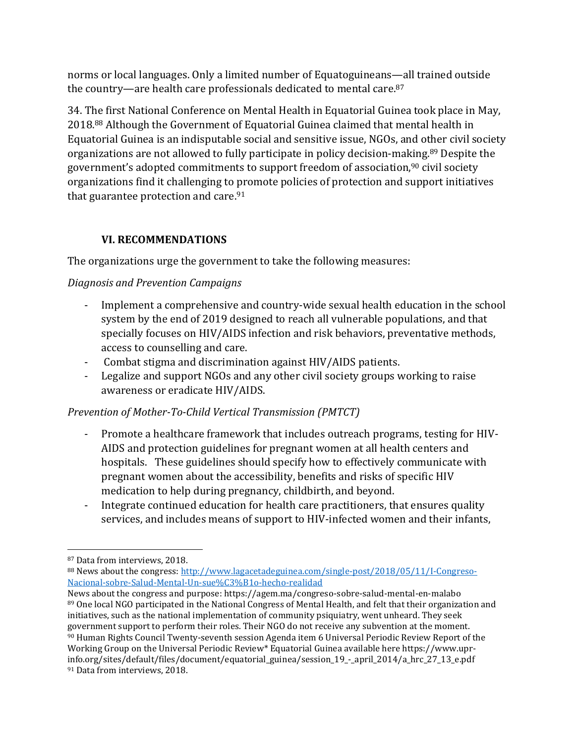norms or local languages. Only a limited number of Equatoguineans—all trained outside the country—are health care professionals dedicated to mental care.[87]

34. The first National Conference on Mental Health in Equatorial Guinea took place in May, 2018.[88] Although the Government of Equatorial Guinea claimed that mental health in Equatorial Guinea is an indisputable social and sensitive issue, NGOs, and other civil society organizations are not allowed to fully participate in policy decision-making.[89] Despite the government's adopted commitments to support freedom of association,[90] civil society organizations find it challenging to promote policies of protection and support initiatives that guarantee protection and care.[91]

## VI. RECOMMENDATIONS

The organizations urge the government to take the following measures:

*Diagnosis and Prevention Campaigns*

- Implement a comprehensive and country-wide sexual health education in the school system by the end of 2019 designed to reach all vulnerable populations, and that specially focuses on HIV/AIDS infection and risk behaviors, preventative methods, access to counselling and care.
- Combat stigma and discrimination against HIV/AIDS patients.
- Legalize and support NGOs and any other civil society groups working to raise awareness or eradicate HIV/AIDS.

*Prevention of Mother-To-Child Vertical Transmission (PMTCT)*

- Promote a healthcare framework that includes outreach programs, testing for HIV-AIDS and protection guidelines for pregnant women at all health centers and hospitals. These guidelines should specify how to effectively communicate with pregnant women about the accessibility, benefits and risks of specific HIV medication to help during pregnancy, childbirth, and beyond.
- Integrate continued education for health care practitioners, that ensures quality services, and includes means of support to HIV-infected women and their infants,

---

[87] Data from interviews, 2018.

[88] News about the congress: http://www.lagacetadeguinea.com/single-post/2018/05/11/I-Congreso-Nacional-sobre-Salud-Mental-Un-sue%C3%B1o-hecho-realidad
News about the congress and purpose: https://agem.ma/congreso-sobre-salud-mental-en-malabo

[89] One local NGO participated in the National Congress of Mental Health, and felt that their organization and initiatives, such as the national implementation of community psiquiatry, went unheard. They seek government support to perform their roles. Their NGO do not receive any subvention at the moment.

[90] Human Rights Council Twenty-seventh session Agenda item 6 Universal Periodic Review Report of the Working Group on the Universal Periodic Review* Equatorial Guinea available here https://www.upr-info.org/sites/default/files/document/equatorial_guinea/session_19_-_april_2014/a_hrc_27_13_e.pdf

[91] Data from interviews, 2018.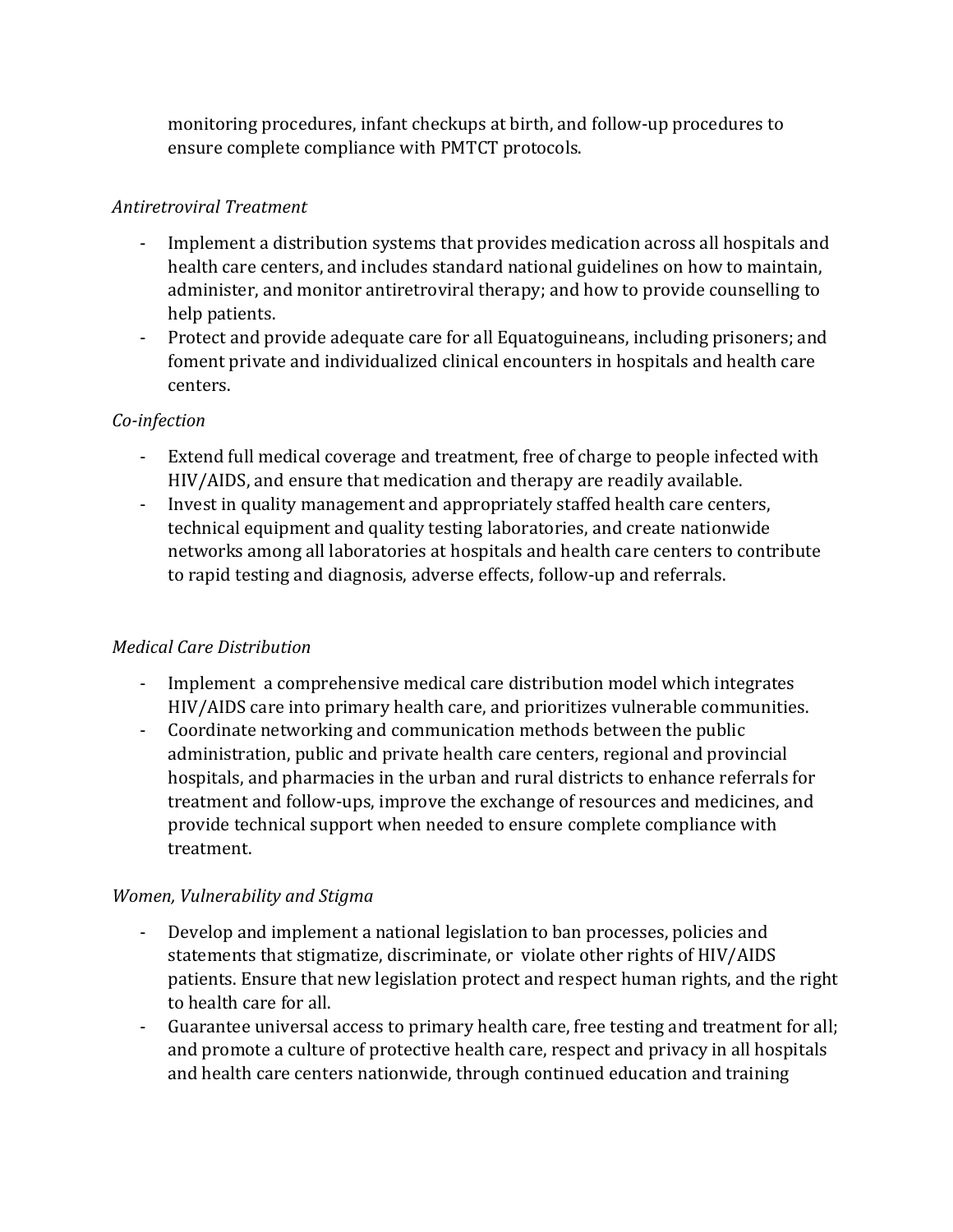monitoring procedures, infant checkups at birth, and follow-up procedures to ensure complete compliance with PMTCT protocols.

*Antiretroviral Treatment*

- Implement a distribution systems that provides medication across all hospitals and health care centers, and includes standard national guidelines on how to maintain, administer, and monitor antiretroviral therapy; and how to provide counselling to help patients.
- Protect and provide adequate care for all Equatoguineans, including prisoners; and foment private and individualized clinical encounters in hospitals and health care centers.

*Co-infection*

- Extend full medical coverage and treatment, free of charge to people infected with HIV/AIDS, and ensure that medication and therapy are readily available.
- Invest in quality management and appropriately staffed health care centers, technical equipment and quality testing laboratories, and create nationwide networks among all laboratories at hospitals and health care centers to contribute to rapid testing and diagnosis, adverse effects, follow-up and referrals.

*Medical Care Distribution*

- Implement a comprehensive medical care distribution model which integrates HIV/AIDS care into primary health care, and prioritizes vulnerable communities.
- Coordinate networking and communication methods between the public administration, public and private health care centers, regional and provincial hospitals, and pharmacies in the urban and rural districts to enhance referrals for treatment and follow-ups, improve the exchange of resources and medicines, and provide technical support when needed to ensure complete compliance with treatment.

*Women, Vulnerability and Stigma*

- Develop and implement a national legislation to ban processes, policies and statements that stigmatize, discriminate, or violate other rights of HIV/AIDS patients. Ensure that new legislation protect and respect human rights, and the right to health care for all.
- Guarantee universal access to primary health care, free testing and treatment for all; and promote a culture of protective health care, respect and privacy in all hospitals and health care centers nationwide, through continued education and training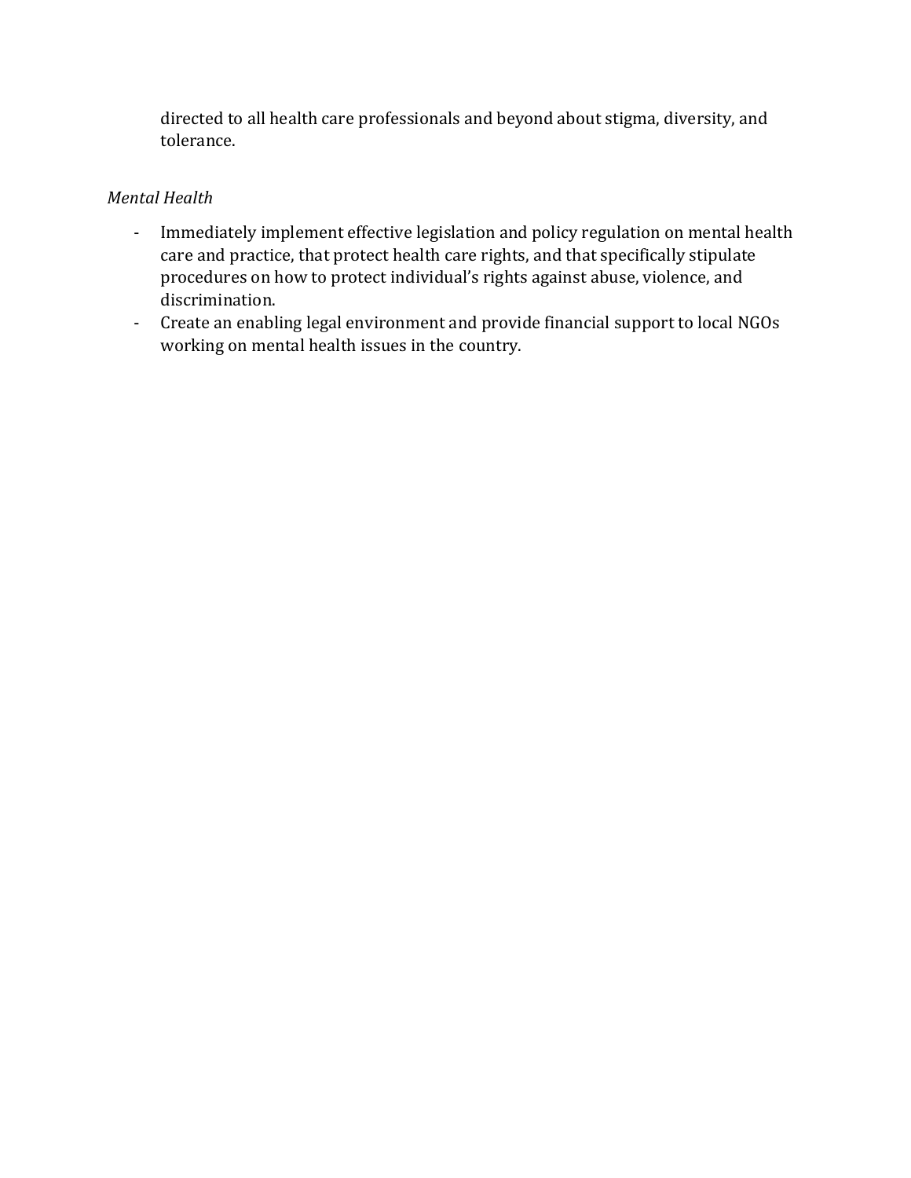directed to all health care professionals and beyond about stigma, diversity, and tolerance.

*Mental Health*

- Immediately implement effective legislation and policy regulation on mental health care and practice, that protect health care rights, and that specifically stipulate procedures on how to protect individual's rights against abuse, violence, and discrimination.
- Create an enabling legal environment and provide financial support to local NGOs working on mental health issues in the country.